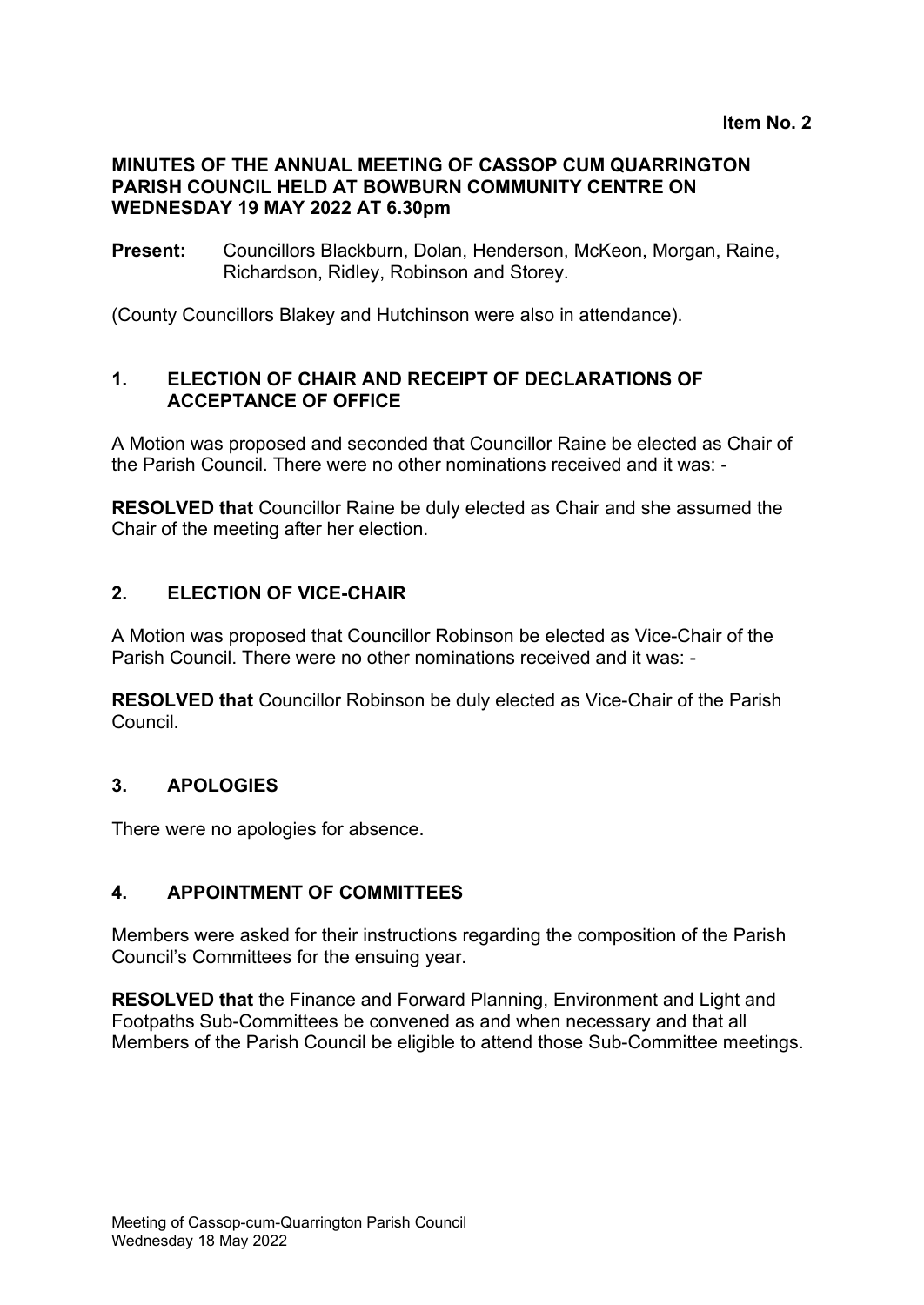**Item No. 2**

**MINUTES OF THE ANNUAL MEETING OF CASSOP CUM QUARRINGTON PARISH COUNCIL HELD AT BOWBURN COMMUNITY CENTRE ON WEDNESDAY 19 MAY 2022 AT 6.30pm**

**Present:** Councillors Blackburn, Dolan, Henderson, McKeon, Morgan, Raine, Richardson, Ridley, Robinson and Storey.

(County Councillors Blakey and Hutchinson were also in attendance).

## 1. ELECTION OF CHAIR AND RECEIPT OF DECLARATIONS OF ACCEPTANCE OF OFFICE

A Motion was proposed and seconded that Councillor Raine be elected as Chair of the Parish Council. There were no other nominations received and it was: -

**RESOLVED that** Councillor Raine be duly elected as Chair and she assumed the Chair of the meeting after her election.

## 2. ELECTION OF VICE-CHAIR

A Motion was proposed that Councillor Robinson be elected as Vice-Chair of the Parish Council. There were no other nominations received and it was: -

**RESOLVED that** Councillor Robinson be duly elected as Vice-Chair of the Parish Council.

## 3. APOLOGIES

There were no apologies for absence.

## 4. APPOINTMENT OF COMMITTEES

Members were asked for their instructions regarding the composition of the Parish Council's Committees for the ensuing year.

**RESOLVED that** the Finance and Forward Planning, Environment and Light and Footpaths Sub-Committees be convened as and when necessary and that all Members of the Parish Council be eligible to attend those Sub-Committee meetings.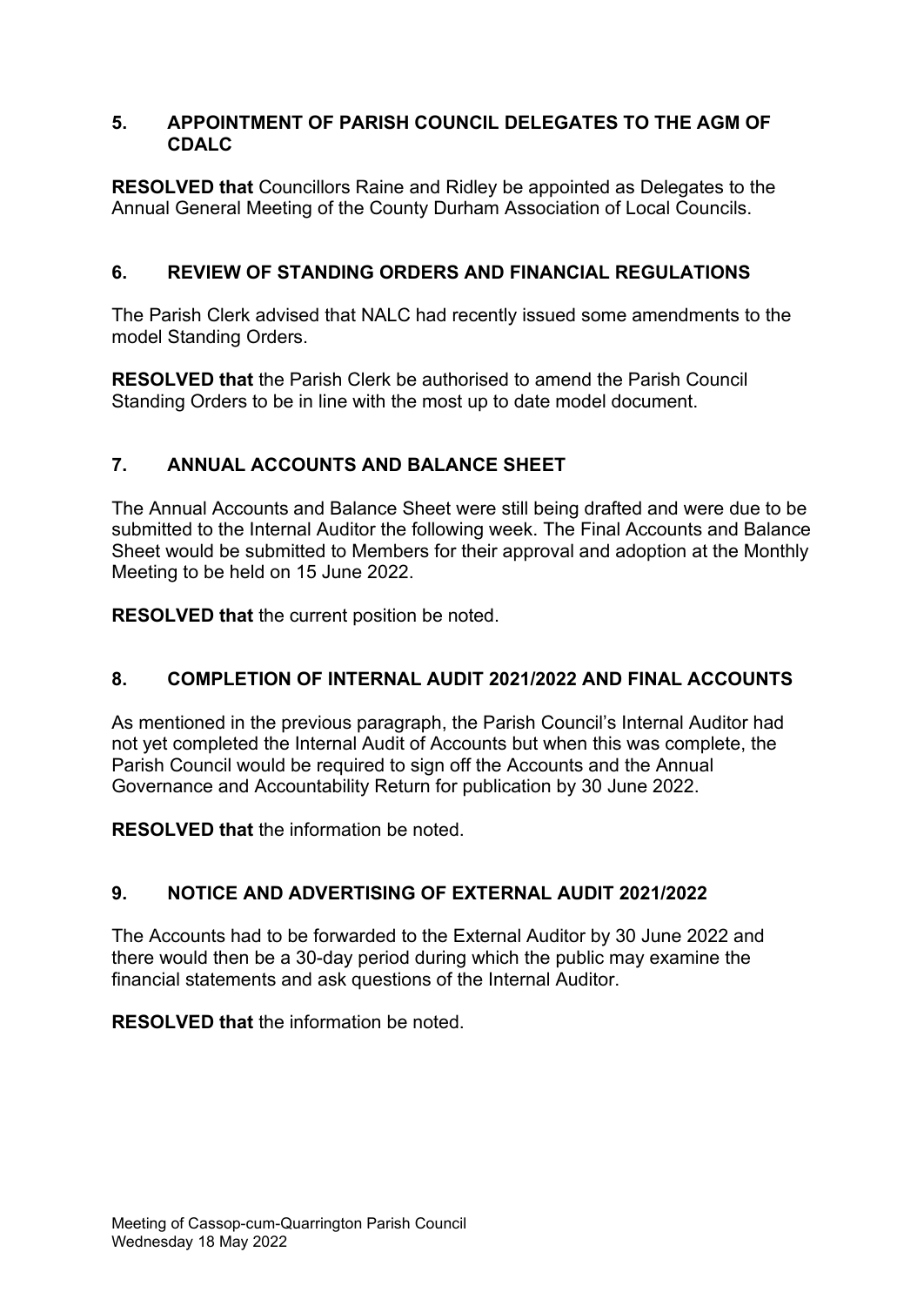## 5. APPOINTMENT OF PARISH COUNCIL DELEGATES TO THE AGM OF CDALC

**RESOLVED that** Councillors Raine and Ridley be appointed as Delegates to the Annual General Meeting of the County Durham Association of Local Councils.

## 6. REVIEW OF STANDING ORDERS AND FINANCIAL REGULATIONS

The Parish Clerk advised that NALC had recently issued some amendments to the model Standing Orders.

**RESOLVED that** the Parish Clerk be authorised to amend the Parish Council Standing Orders to be in line with the most up to date model document.

## 7. ANNUAL ACCOUNTS AND BALANCE SHEET

The Annual Accounts and Balance Sheet were still being drafted and were due to be submitted to the Internal Auditor the following week. The Final Accounts and Balance Sheet would be submitted to Members for their approval and adoption at the Monthly Meeting to be held on 15 June 2022.

**RESOLVED that** the current position be noted.

## 8. COMPLETION OF INTERNAL AUDIT 2021/2022 AND FINAL ACCOUNTS

As mentioned in the previous paragraph, the Parish Council's Internal Auditor had not yet completed the Internal Audit of Accounts but when this was complete, the Parish Council would be required to sign off the Accounts and the Annual Governance and Accountability Return for publication by 30 June 2022.

**RESOLVED that** the information be noted.

## 9. NOTICE AND ADVERTISING OF EXTERNAL AUDIT 2021/2022

The Accounts had to be forwarded to the External Auditor by 30 June 2022 and there would then be a 30-day period during which the public may examine the financial statements and ask questions of the Internal Auditor.

**RESOLVED that** the information be noted.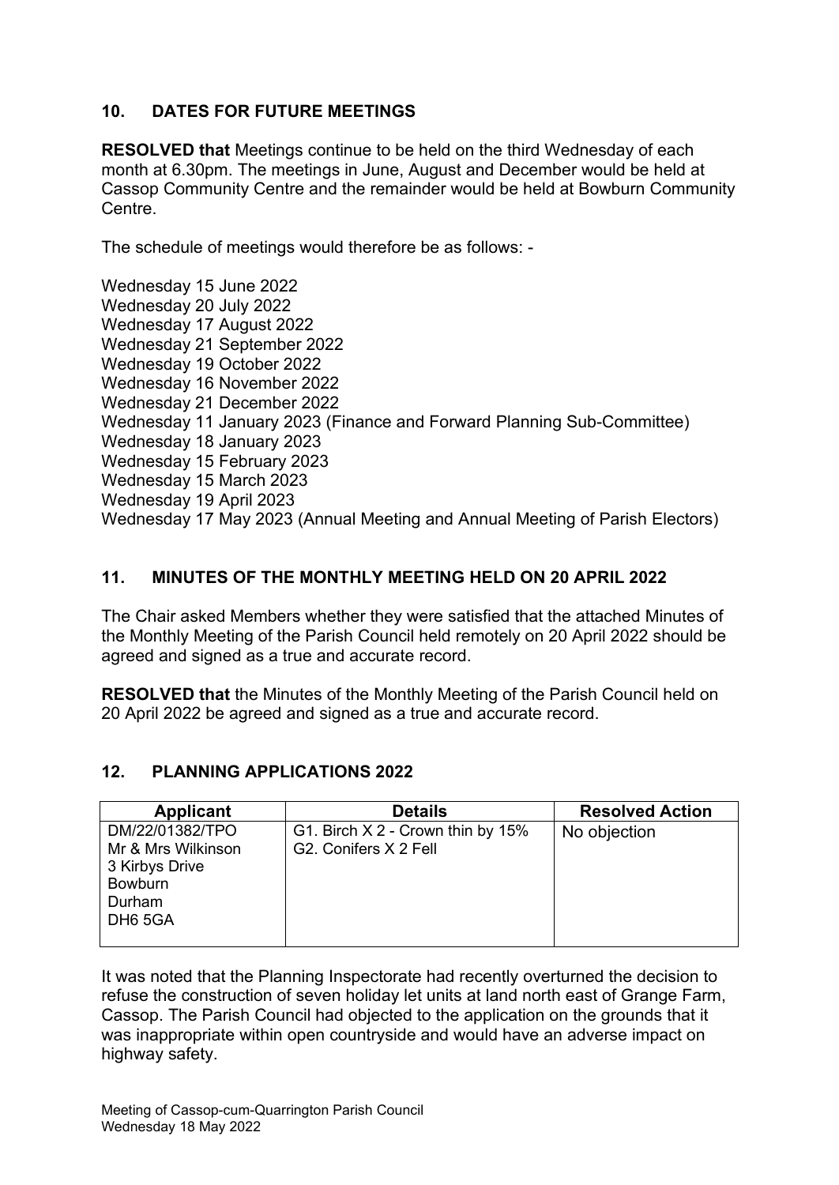## 10. DATES FOR FUTURE MEETINGS

**RESOLVED that** Meetings continue to be held on the third Wednesday of each month at 6.30pm. The meetings in June, August and December would be held at Cassop Community Centre and the remainder would be held at Bowburn Community Centre.

The schedule of meetings would therefore be as follows: -

Wednesday 15 June 2022
Wednesday 20 July 2022
Wednesday 17 August 2022
Wednesday 21 September 2022
Wednesday 19 October 2022
Wednesday 16 November 2022
Wednesday 21 December 2022
Wednesday 11 January 2023 (Finance and Forward Planning Sub-Committee)
Wednesday 18 January 2023
Wednesday 15 February 2023
Wednesday 15 March 2023
Wednesday 19 April 2023
Wednesday 17 May 2023 (Annual Meeting and Annual Meeting of Parish Electors)

## 11. MINUTES OF THE MONTHLY MEETING HELD ON 20 APRIL 2022

The Chair asked Members whether they were satisfied that the attached Minutes of the Monthly Meeting of the Parish Council held remotely on 20 April 2022 should be agreed and signed as a true and accurate record.

**RESOLVED that** the Minutes of the Monthly Meeting of the Parish Council held on 20 April 2022 be agreed and signed as a true and accurate record.

## 12. PLANNING APPLICATIONS 2022

| Applicant | Details | Resolved Action |
|---|---|---|
| DM/22/01382/TPO<br>Mr & Mrs Wilkinson<br>3 Kirbys Drive<br>Bowburn<br>Durham<br>DH6 5GA | G1. Birch X 2 - Crown thin by 15%<br>G2. Conifers X 2 Fell | No objection |

It was noted that the Planning Inspectorate had recently overturned the decision to refuse the construction of seven holiday let units at land north east of Grange Farm, Cassop. The Parish Council had objected to the application on the grounds that it was inappropriate within open countryside and would have an adverse impact on highway safety.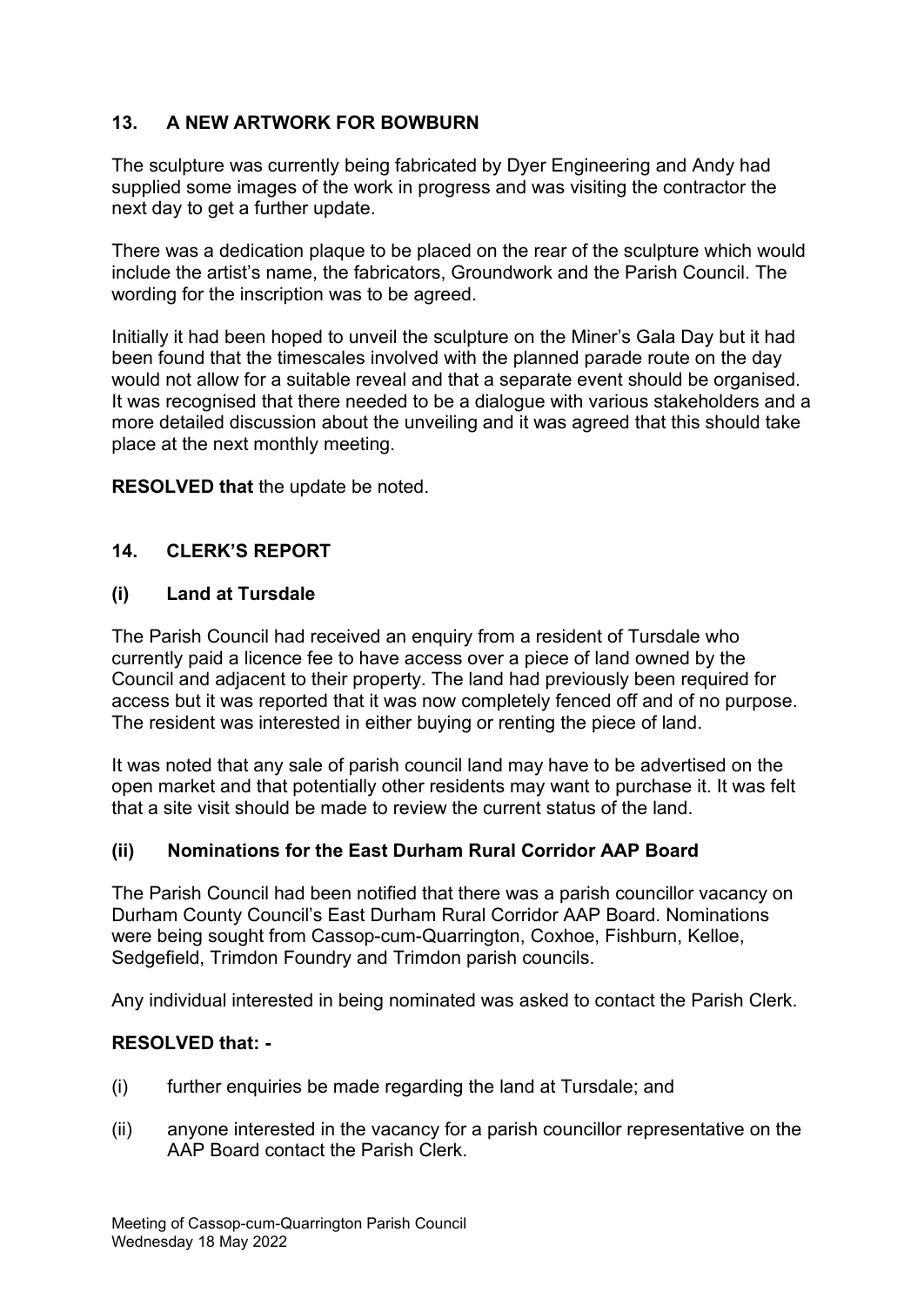## 13. A NEW ARTWORK FOR BOWBURN

The sculpture was currently being fabricated by Dyer Engineering and Andy had supplied some images of the work in progress and was visiting the contractor the next day to get a further update.

There was a dedication plaque to be placed on the rear of the sculpture which would include the artist's name, the fabricators, Groundwork and the Parish Council. The wording for the inscription was to be agreed.

Initially it had been hoped to unveil the sculpture on the Miner's Gala Day but it had been found that the timescales involved with the planned parade route on the day would not allow for a suitable reveal and that a separate event should be organised. It was recognised that there needed to be a dialogue with various stakeholders and a more detailed discussion about the unveiling and it was agreed that this should take place at the next monthly meeting.

**RESOLVED that** the update be noted.

## 14. CLERK'S REPORT

### (i) Land at Tursdale

The Parish Council had received an enquiry from a resident of Tursdale who currently paid a licence fee to have access over a piece of land owned by the Council and adjacent to their property. The land had previously been required for access but it was reported that it was now completely fenced off and of no purpose. The resident was interested in either buying or renting the piece of land.

It was noted that any sale of parish council land may have to be advertised on the open market and that potentially other residents may want to purchase it. It was felt that a site visit should be made to review the current status of the land.

### (ii) Nominations for the East Durham Rural Corridor AAP Board

The Parish Council had been notified that there was a parish councillor vacancy on Durham County Council's East Durham Rural Corridor AAP Board. Nominations were being sought from Cassop-cum-Quarrington, Coxhoe, Fishburn, Kelloe, Sedgefield, Trimdon Foundry and Trimdon parish councils.

Any individual interested in being nominated was asked to contact the Parish Clerk.

**RESOLVED that: -**

(i) further enquiries be made regarding the land at Tursdale; and

(ii) anyone interested in the vacancy for a parish councillor representative on the AAP Board contact the Parish Clerk.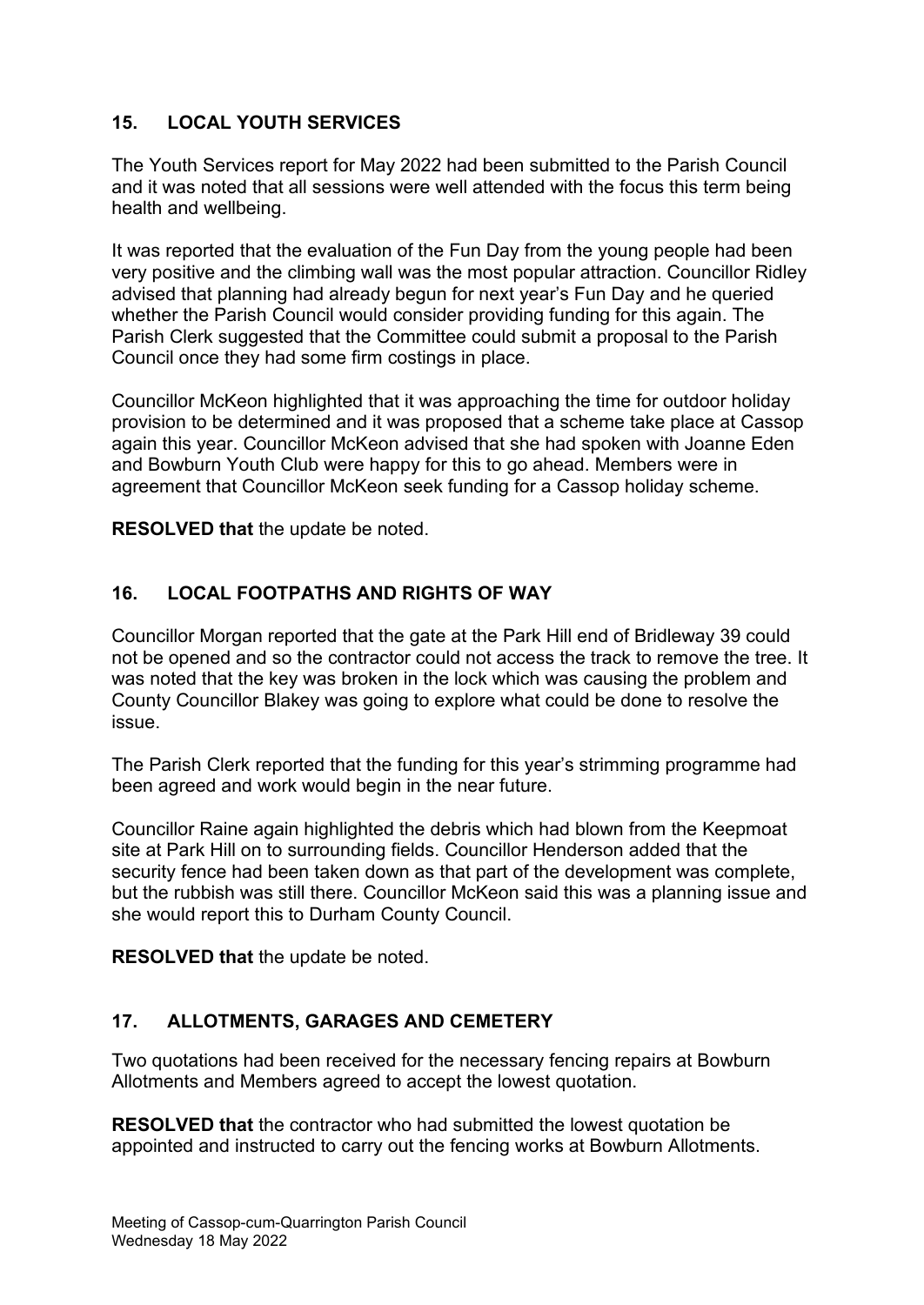## 15. LOCAL YOUTH SERVICES

The Youth Services report for May 2022 had been submitted to the Parish Council and it was noted that all sessions were well attended with the focus this term being health and wellbeing.

It was reported that the evaluation of the Fun Day from the young people had been very positive and the climbing wall was the most popular attraction. Councillor Ridley advised that planning had already begun for next year's Fun Day and he queried whether the Parish Council would consider providing funding for this again. The Parish Clerk suggested that the Committee could submit a proposal to the Parish Council once they had some firm costings in place.

Councillor McKeon highlighted that it was approaching the time for outdoor holiday provision to be determined and it was proposed that a scheme take place at Cassop again this year. Councillor McKeon advised that she had spoken with Joanne Eden and Bowburn Youth Club were happy for this to go ahead. Members were in agreement that Councillor McKeon seek funding for a Cassop holiday scheme.

**RESOLVED that** the update be noted.

## 16. LOCAL FOOTPATHS AND RIGHTS OF WAY

Councillor Morgan reported that the gate at the Park Hill end of Bridleway 39 could not be opened and so the contractor could not access the track to remove the tree. It was noted that the key was broken in the lock which was causing the problem and County Councillor Blakey was going to explore what could be done to resolve the issue.

The Parish Clerk reported that the funding for this year's strimming programme had been agreed and work would begin in the near future.

Councillor Raine again highlighted the debris which had blown from the Keepmoat site at Park Hill on to surrounding fields. Councillor Henderson added that the security fence had been taken down as that part of the development was complete, but the rubbish was still there. Councillor McKeon said this was a planning issue and she would report this to Durham County Council.

**RESOLVED that** the update be noted.

## 17. ALLOTMENTS, GARAGES AND CEMETERY

Two quotations had been received for the necessary fencing repairs at Bowburn Allotments and Members agreed to accept the lowest quotation.

**RESOLVED that** the contractor who had submitted the lowest quotation be appointed and instructed to carry out the fencing works at Bowburn Allotments.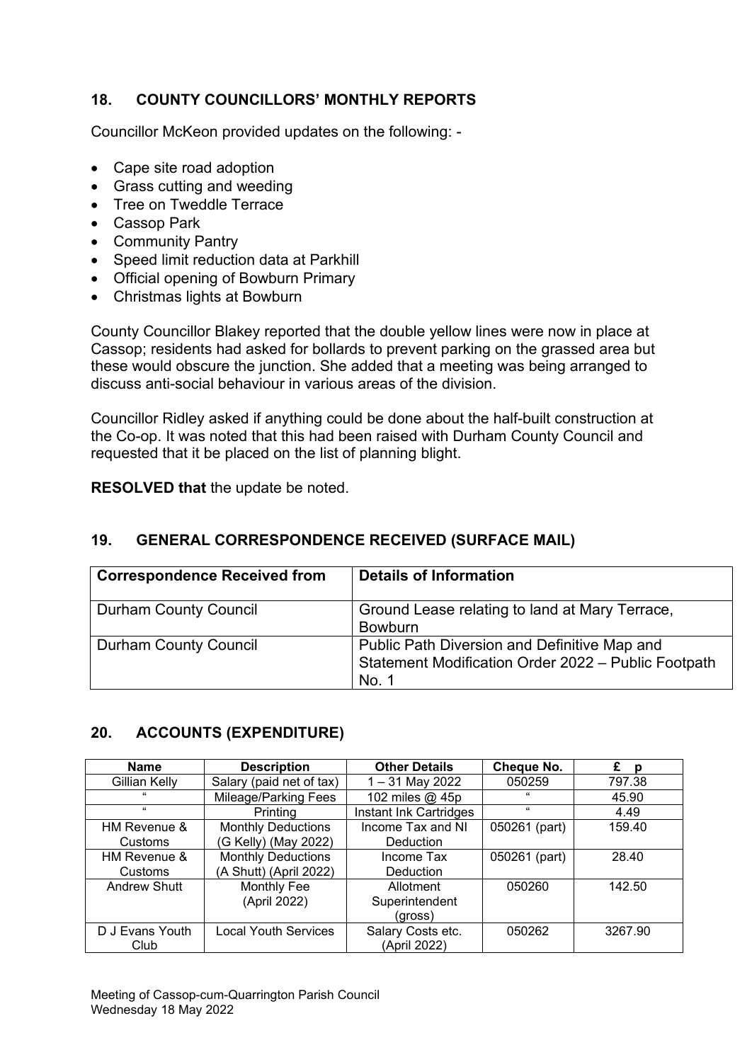## 18. COUNTY COUNCILLORS' MONTHLY REPORTS

Councillor McKeon provided updates on the following: -

- Cape site road adoption
- Grass cutting and weeding
- Tree on Tweddle Terrace
- Cassop Park
- Community Pantry
- Speed limit reduction data at Parkhill
- Official opening of Bowburn Primary
- Christmas lights at Bowburn

County Councillor Blakey reported that the double yellow lines were now in place at Cassop; residents had asked for bollards to prevent parking on the grassed area but these would obscure the junction. She added that a meeting was being arranged to discuss anti-social behaviour in various areas of the division.

Councillor Ridley asked if anything could be done about the half-built construction at the Co-op. It was noted that this had been raised with Durham County Council and requested that it be placed on the list of planning blight.

**RESOLVED that** the update be noted.

## 19. GENERAL CORRESPONDENCE RECEIVED (SURFACE MAIL)

| Correspondence Received from | Details of Information |
|---|---|
| Durham County Council | Ground Lease relating to land at Mary Terrace, Bowburn |
| Durham County Council | Public Path Diversion and Definitive Map and Statement Modification Order 2022 – Public Footpath No. 1 |

## 20. ACCOUNTS (EXPENDITURE)

| Name | Description | Other Details | Cheque No. | £ p |
|---|---|---|---|---|
| Gillian Kelly | Salary (paid net of tax) | 1 – 31 May 2022 | 050259 | 797.38 |
| " | Mileage/Parking Fees | 102 miles @ 45p | " | 45.90 |
| " | Printing | Instant Ink Cartridges | " | 4.49 |
| HM Revenue & Customs | Monthly Deductions (G Kelly) (May 2022) | Income Tax and NI Deduction | 050261 (part) | 159.40 |
| HM Revenue & Customs | Monthly Deductions (A Shutt) (April 2022) | Income Tax Deduction | 050261 (part) | 28.40 |
| Andrew Shutt | Monthly Fee (April 2022) | Allotment Superintendent (gross) | 050260 | 142.50 |
| D J Evans Youth Club | Local Youth Services | Salary Costs etc. (April 2022) | 050262 | 3267.90 |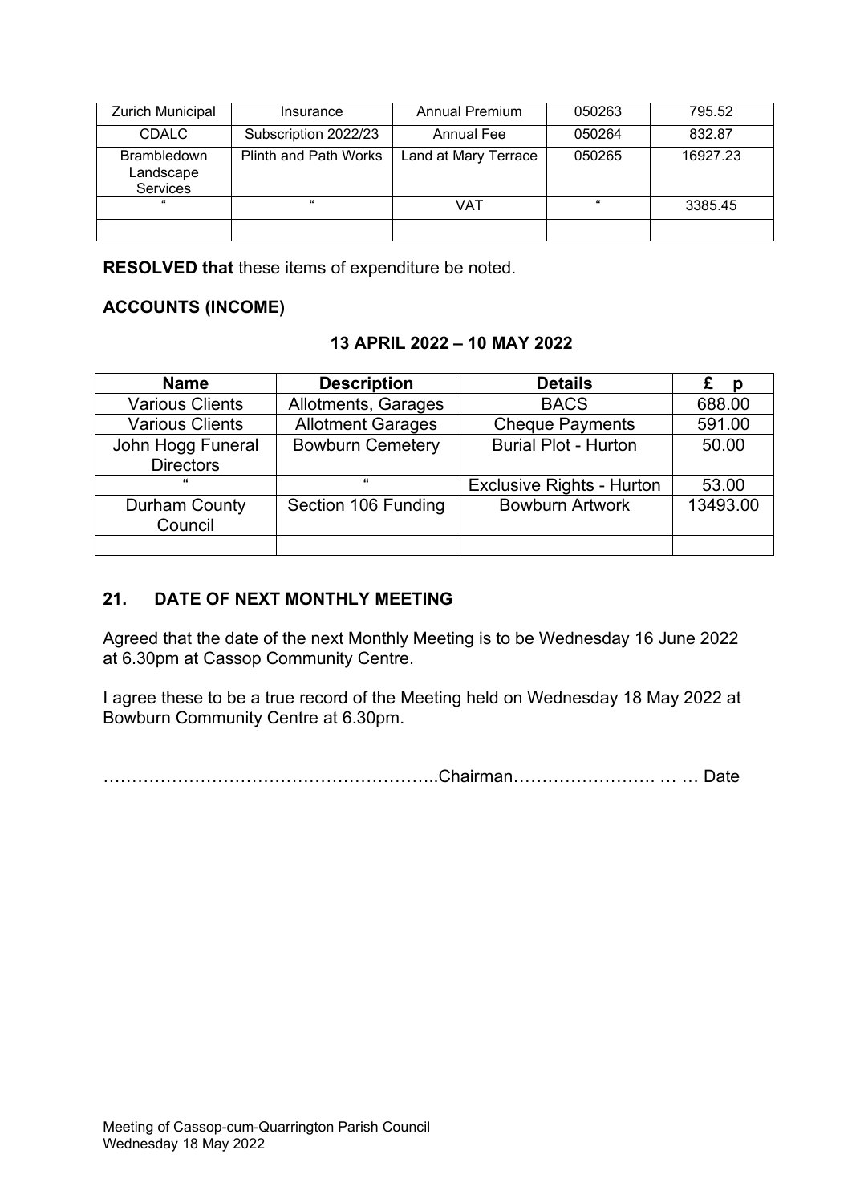| | | | | |
|---|---|---|---|---|
| Zurich Municipal | Insurance | Annual Premium | 050263 | 795.52 |
| CDALC | Subscription 2022/23 | Annual Fee | 050264 | 832.87 |
| Brambledown Landscape Services | Plinth and Path Works | Land at Mary Terrace | 050265 | 16927.23 |
| " | " | VAT | " | 3385.45 |
| | | | | |

**RESOLVED that** these items of expenditure be noted.

**ACCOUNTS (INCOME)**

**13 APRIL 2022 – 10 MAY 2022**

| Name | Description | Details | £ p |
|---|---|---|---|
| Various Clients | Allotments, Garages | BACS | 688.00 |
| Various Clients | Allotment Garages | Cheque Payments | 591.00 |
| John Hogg Funeral Directors | Bowburn Cemetery | Burial Plot - Hurton | 50.00 |
| " | " | Exclusive Rights - Hurton | 53.00 |
| Durham County Council | Section 106 Funding | Bowburn Artwork | 13493.00 |
| | | | |

## 21. DATE OF NEXT MONTHLY MEETING

Agreed that the date of the next Monthly Meeting is to be Wednesday 16 June 2022 at 6.30pm at Cassop Community Centre.

I agree these to be a true record of the Meeting held on Wednesday 18 May 2022 at Bowburn Community Centre at 6.30pm.

………………………………………………..Chairman……………………. … … Date